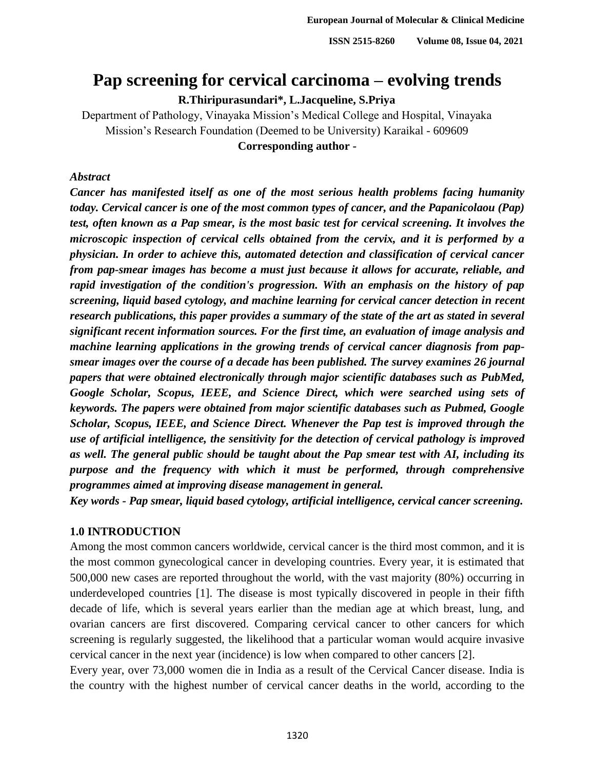# Pap screening for cervical carcinoma – evolving trends

**R.Thiripurasundari*, L.Jacqueline, S.Priya**

Department of Pathology, Vinayaka Mission's Medical College and Hospital, Vinayaka Mission's Research Foundation (Deemed to be University) Karaikal - 609609

**Corresponding author -**

***Abstract***

***Cancer has manifested itself as one of the most serious health problems facing humanity today. Cervical cancer is one of the most common types of cancer, and the Papanicolaou (Pap) test, often known as a Pap smear, is the most basic test for cervical screening. It involves the microscopic inspection of cervical cells obtained from the cervix, and it is performed by a physician. In order to achieve this, automated detection and classification of cervical cancer from pap-smear images has become a must just because it allows for accurate, reliable, and rapid investigation of the condition's progression. With an emphasis on the history of pap screening, liquid based cytology, and machine learning for cervical cancer detection in recent research publications, this paper provides a summary of the state of the art as stated in several significant recent information sources. For the first time, an evaluation of image analysis and machine learning applications in the growing trends of cervical cancer diagnosis from pap-smear images over the course of a decade has been published. The survey examines 26 journal papers that were obtained electronically through major scientific databases such as PubMed, Google Scholar, Scopus, IEEE, and Science Direct, which were searched using sets of keywords. The papers were obtained from major scientific databases such as Pubmed, Google Scholar, Scopus, IEEE, and Science Direct. Whenever the Pap test is improved through the use of artificial intelligence, the sensitivity for the detection of cervical pathology is improved as well. The general public should be taught about the Pap smear test with AI, including its purpose and the frequency with which it must be performed, through comprehensive programmes aimed at improving disease management in general.***

***Key words - Pap smear, liquid based cytology, artificial intelligence, cervical cancer screening.***

## 1.0 INTRODUCTION

Among the most common cancers worldwide, cervical cancer is the third most common, and it is the most common gynecological cancer in developing countries. Every year, it is estimated that 500,000 new cases are reported throughout the world, with the vast majority (80%) occurring in underdeveloped countries [1]. The disease is most typically discovered in people in their fifth decade of life, which is several years earlier than the median age at which breast, lung, and ovarian cancers are first discovered. Comparing cervical cancer to other cancers for which screening is regularly suggested, the likelihood that a particular woman would acquire invasive cervical cancer in the next year (incidence) is low when compared to other cancers [2].

Every year, over 73,000 women die in India as a result of the Cervical Cancer disease. India is the country with the highest number of cervical cancer deaths in the world, according to the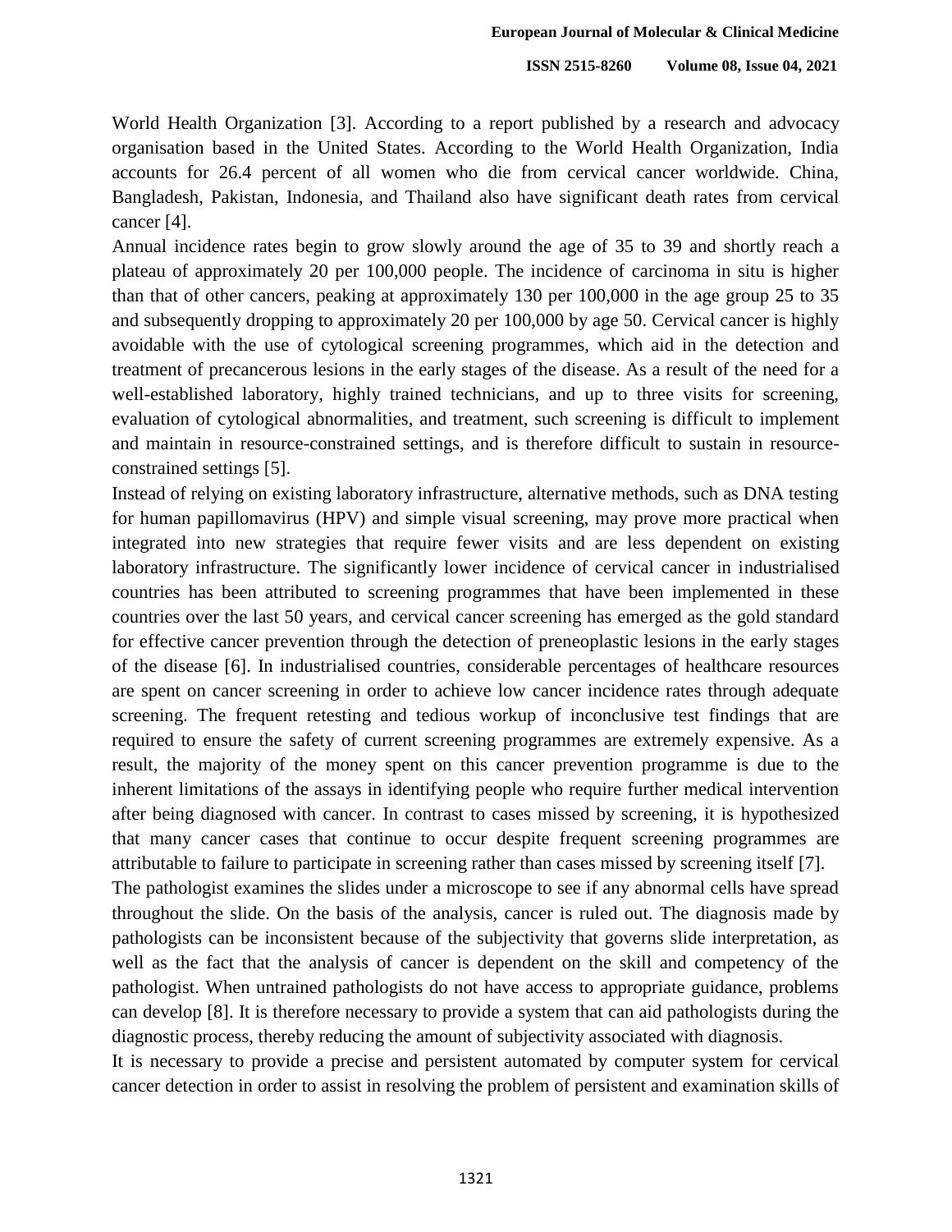World Health Organization [3]. According to a report published by a research and advocacy organisation based in the United States. According to the World Health Organization, India accounts for 26.4 percent of all women who die from cervical cancer worldwide. China, Bangladesh, Pakistan, Indonesia, and Thailand also have significant death rates from cervical cancer [4].

Annual incidence rates begin to grow slowly around the age of 35 to 39 and shortly reach a plateau of approximately 20 per 100,000 people. The incidence of carcinoma in situ is higher than that of other cancers, peaking at approximately 130 per 100,000 in the age group 25 to 35 and subsequently dropping to approximately 20 per 100,000 by age 50. Cervical cancer is highly avoidable with the use of cytological screening programmes, which aid in the detection and treatment of precancerous lesions in the early stages of the disease. As a result of the need for a well-established laboratory, highly trained technicians, and up to three visits for screening, evaluation of cytological abnormalities, and treatment, such screening is difficult to implement and maintain in resource-constrained settings, and is therefore difficult to sustain in resource-constrained settings [5].

Instead of relying on existing laboratory infrastructure, alternative methods, such as DNA testing for human papillomavirus (HPV) and simple visual screening, may prove more practical when integrated into new strategies that require fewer visits and are less dependent on existing laboratory infrastructure. The significantly lower incidence of cervical cancer in industrialised countries has been attributed to screening programmes that have been implemented in these countries over the last 50 years, and cervical cancer screening has emerged as the gold standard for effective cancer prevention through the detection of preneoplastic lesions in the early stages of the disease [6]. In industrialised countries, considerable percentages of healthcare resources are spent on cancer screening in order to achieve low cancer incidence rates through adequate screening. The frequent retesting and tedious workup of inconclusive test findings that are required to ensure the safety of current screening programmes are extremely expensive. As a result, the majority of the money spent on this cancer prevention programme is due to the inherent limitations of the assays in identifying people who require further medical intervention after being diagnosed with cancer. In contrast to cases missed by screening, it is hypothesized that many cancer cases that continue to occur despite frequent screening programmes are attributable to failure to participate in screening rather than cases missed by screening itself [7].

The pathologist examines the slides under a microscope to see if any abnormal cells have spread throughout the slide. On the basis of the analysis, cancer is ruled out. The diagnosis made by pathologists can be inconsistent because of the subjectivity that governs slide interpretation, as well as the fact that the analysis of cancer is dependent on the skill and competency of the pathologist. When untrained pathologists do not have access to appropriate guidance, problems can develop [8]. It is therefore necessary to provide a system that can aid pathologists during the diagnostic process, thereby reducing the amount of subjectivity associated with diagnosis.

It is necessary to provide a precise and persistent automated by computer system for cervical cancer detection in order to assist in resolving the problem of persistent and examination skills of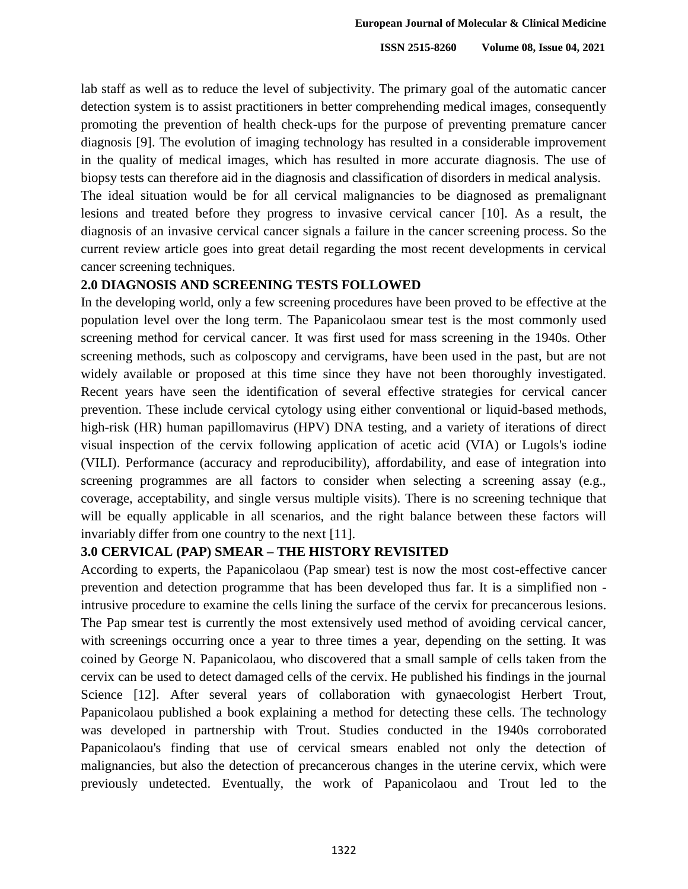lab staff as well as to reduce the level of subjectivity. The primary goal of the automatic cancer detection system is to assist practitioners in better comprehending medical images, consequently promoting the prevention of health check-ups for the purpose of preventing premature cancer diagnosis [9]. The evolution of imaging technology has resulted in a considerable improvement in the quality of medical images, which has resulted in more accurate diagnosis. The use of biopsy tests can therefore aid in the diagnosis and classification of disorders in medical analysis.

The ideal situation would be for all cervical malignancies to be diagnosed as premalignant lesions and treated before they progress to invasive cervical cancer [10]. As a result, the diagnosis of an invasive cervical cancer signals a failure in the cancer screening process. So the current review article goes into great detail regarding the most recent developments in cervical cancer screening techniques.

## 2.0 DIAGNOSIS AND SCREENING TESTS FOLLOWED

In the developing world, only a few screening procedures have been proved to be effective at the population level over the long term. The Papanicolaou smear test is the most commonly used screening method for cervical cancer. It was first used for mass screening in the 1940s. Other screening methods, such as colposcopy and cervigrams, have been used in the past, but are not widely available or proposed at this time since they have not been thoroughly investigated. Recent years have seen the identification of several effective strategies for cervical cancer prevention. These include cervical cytology using either conventional or liquid-based methods, high-risk (HR) human papillomavirus (HPV) DNA testing, and a variety of iterations of direct visual inspection of the cervix following application of acetic acid (VIA) or Lugols's iodine (VILI). Performance (accuracy and reproducibility), affordability, and ease of integration into screening programmes are all factors to consider when selecting a screening assay (e.g., coverage, acceptability, and single versus multiple visits). There is no screening technique that will be equally applicable in all scenarios, and the right balance between these factors will invariably differ from one country to the next [11].

## 3.0 CERVICAL (PAP) SMEAR – THE HISTORY REVISITED

According to experts, the Papanicolaou (Pap smear) test is now the most cost-effective cancer prevention and detection programme that has been developed thus far. It is a simplified non - intrusive procedure to examine the cells lining the surface of the cervix for precancerous lesions. The Pap smear test is currently the most extensively used method of avoiding cervical cancer, with screenings occurring once a year to three times a year, depending on the setting. It was coined by George N. Papanicolaou, who discovered that a small sample of cells taken from the cervix can be used to detect damaged cells of the cervix. He published his findings in the journal Science [12]. After several years of collaboration with gynaecologist Herbert Trout, Papanicolaou published a book explaining a method for detecting these cells. The technology was developed in partnership with Trout. Studies conducted in the 1940s corroborated Papanicolaou's finding that use of cervical smears enabled not only the detection of malignancies, but also the detection of precancerous changes in the uterine cervix, which were previously undetected. Eventually, the work of Papanicolaou and Trout led to the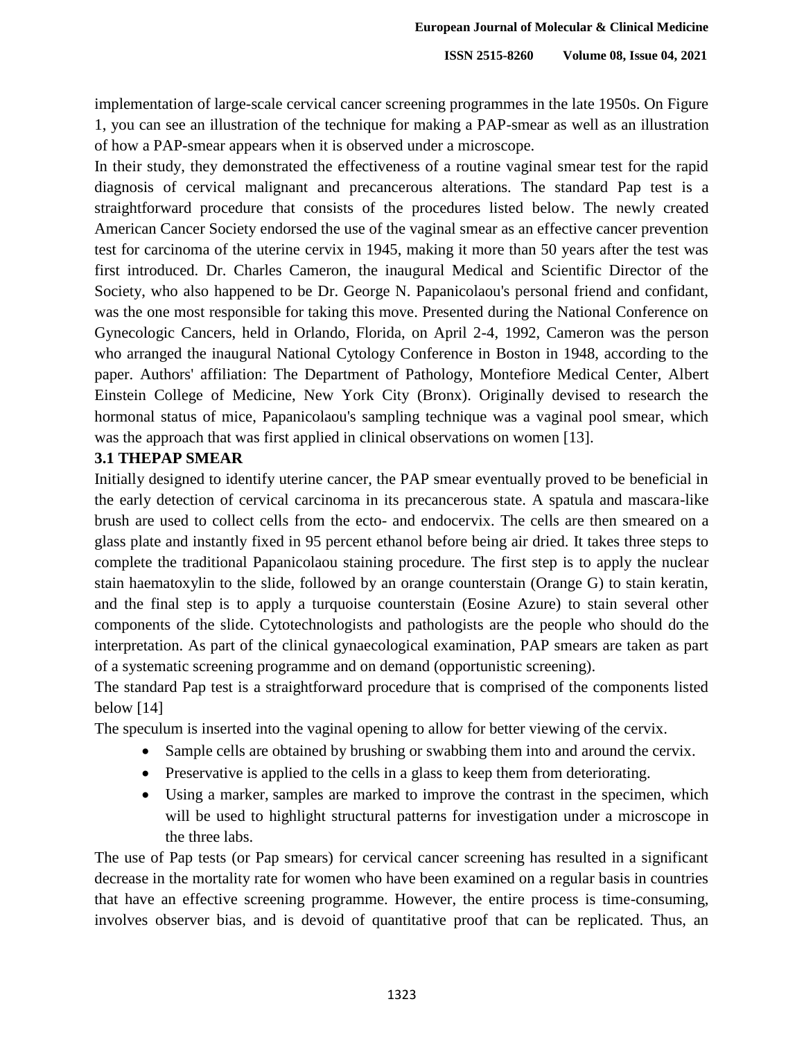implementation of large-scale cervical cancer screening programmes in the late 1950s. On Figure 1, you can see an illustration of the technique for making a PAP-smear as well as an illustration of how a PAP-smear appears when it is observed under a microscope.

In their study, they demonstrated the effectiveness of a routine vaginal smear test for the rapid diagnosis of cervical malignant and precancerous alterations. The standard Pap test is a straightforward procedure that consists of the procedures listed below. The newly created American Cancer Society endorsed the use of the vaginal smear as an effective cancer prevention test for carcinoma of the uterine cervix in 1945, making it more than 50 years after the test was first introduced. Dr. Charles Cameron, the inaugural Medical and Scientific Director of the Society, who also happened to be Dr. George N. Papanicolaou's personal friend and confidant, was the one most responsible for taking this move. Presented during the National Conference on Gynecologic Cancers, held in Orlando, Florida, on April 2-4, 1992, Cameron was the person who arranged the inaugural National Cytology Conference in Boston in 1948, according to the paper. Authors' affiliation: The Department of Pathology, Montefiore Medical Center, Albert Einstein College of Medicine, New York City (Bronx). Originally devised to research the hormonal status of mice, Papanicolaou's sampling technique was a vaginal pool smear, which was the approach that was first applied in clinical observations on women [13].

### 3.1 THEPAP SMEAR

Initially designed to identify uterine cancer, the PAP smear eventually proved to be beneficial in the early detection of cervical carcinoma in its precancerous state. A spatula and mascara-like brush are used to collect cells from the ecto- and endocervix. The cells are then smeared on a glass plate and instantly fixed in 95 percent ethanol before being air dried. It takes three steps to complete the traditional Papanicolaou staining procedure. The first step is to apply the nuclear stain haematoxylin to the slide, followed by an orange counterstain (Orange G) to stain keratin, and the final step is to apply a turquoise counterstain (Eosine Azure) to stain several other components of the slide. Cytotechnologists and pathologists are the people who should do the interpretation. As part of the clinical gynaecological examination, PAP smears are taken as part of a systematic screening programme and on demand (opportunistic screening).

The standard Pap test is a straightforward procedure that is comprised of the components listed below [14]

The speculum is inserted into the vaginal opening to allow for better viewing of the cervix.

- Sample cells are obtained by brushing or swabbing them into and around the cervix.
- Preservative is applied to the cells in a glass to keep them from deteriorating.
- Using a marker, samples are marked to improve the contrast in the specimen, which will be used to highlight structural patterns for investigation under a microscope in the three labs.

The use of Pap tests (or Pap smears) for cervical cancer screening has resulted in a significant decrease in the mortality rate for women who have been examined on a regular basis in countries that have an effective screening programme. However, the entire process is time-consuming, involves observer bias, and is devoid of quantitative proof that can be replicated. Thus, an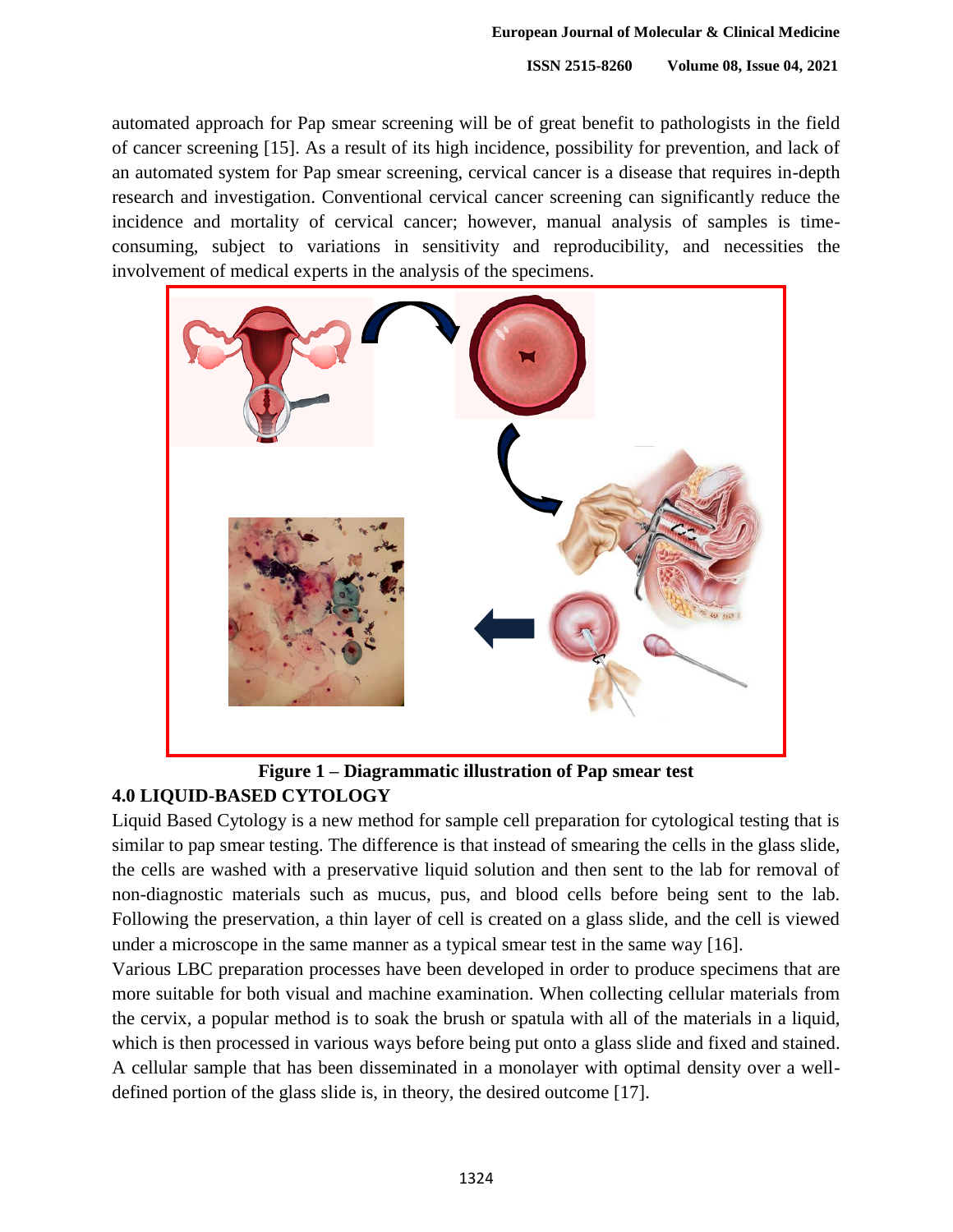automated approach for Pap smear screening will be of great benefit to pathologists in the field of cancer screening [15]. As a result of its high incidence, possibility for prevention, and lack of an automated system for Pap smear screening, cervical cancer is a disease that requires in-depth research and investigation. Conventional cervical cancer screening can significantly reduce the incidence and mortality of cervical cancer; however, manual analysis of samples is time-consuming, subject to variations in sensitivity and reproducibility, and necessities the involvement of medical experts in the analysis of the specimens.

**Figure 1 – Diagrammatic illustration of Pap smear test**

## 4.0 LIQUID-BASED CYTOLOGY

Liquid Based Cytology is a new method for sample cell preparation for cytological testing that is similar to pap smear testing. The difference is that instead of smearing the cells in the glass slide, the cells are washed with a preservative liquid solution and then sent to the lab for removal of non-diagnostic materials such as mucus, pus, and blood cells before being sent to the lab. Following the preservation, a thin layer of cell is created on a glass slide, and the cell is viewed under a microscope in the same manner as a typical smear test in the same way [16].

Various LBC preparation processes have been developed in order to produce specimens that are more suitable for both visual and machine examination. When collecting cellular materials from the cervix, a popular method is to soak the brush or spatula with all of the materials in a liquid, which is then processed in various ways before being put onto a glass slide and fixed and stained. A cellular sample that has been disseminated in a monolayer with optimal density over a well-defined portion of the glass slide is, in theory, the desired outcome [17].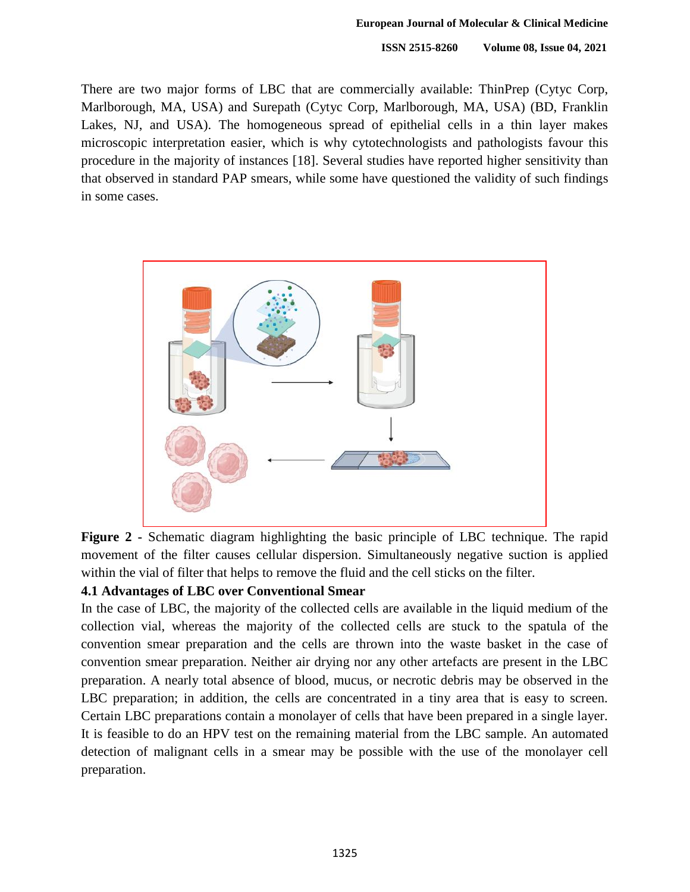There are two major forms of LBC that are commercially available: ThinPrep (Cytyc Corp, Marlborough, MA, USA) and Surepath (Cytyc Corp, Marlborough, MA, USA) (BD, Franklin Lakes, NJ, and USA). The homogeneous spread of epithelial cells in a thin layer makes microscopic interpretation easier, which is why cytotechnologists and pathologists favour this procedure in the majority of instances [18]. Several studies have reported higher sensitivity than that observed in standard PAP smears, while some have questioned the validity of such findings in some cases.

**Figure 2 -** Schematic diagram highlighting the basic principle of LBC technique. The rapid movement of the filter causes cellular dispersion. Simultaneously negative suction is applied within the vial of filter that helps to remove the fluid and the cell sticks on the filter.

### 4.1 Advantages of LBC over Conventional Smear

In the case of LBC, the majority of the collected cells are available in the liquid medium of the collection vial, whereas the majority of the collected cells are stuck to the spatula of the convention smear preparation and the cells are thrown into the waste basket in the case of convention smear preparation. Neither air drying nor any other artefacts are present in the LBC preparation. A nearly total absence of blood, mucus, or necrotic debris may be observed in the LBC preparation; in addition, the cells are concentrated in a tiny area that is easy to screen. Certain LBC preparations contain a monolayer of cells that have been prepared in a single layer. It is feasible to do an HPV test on the remaining material from the LBC sample. An automated detection of malignant cells in a smear may be possible with the use of the monolayer cell preparation.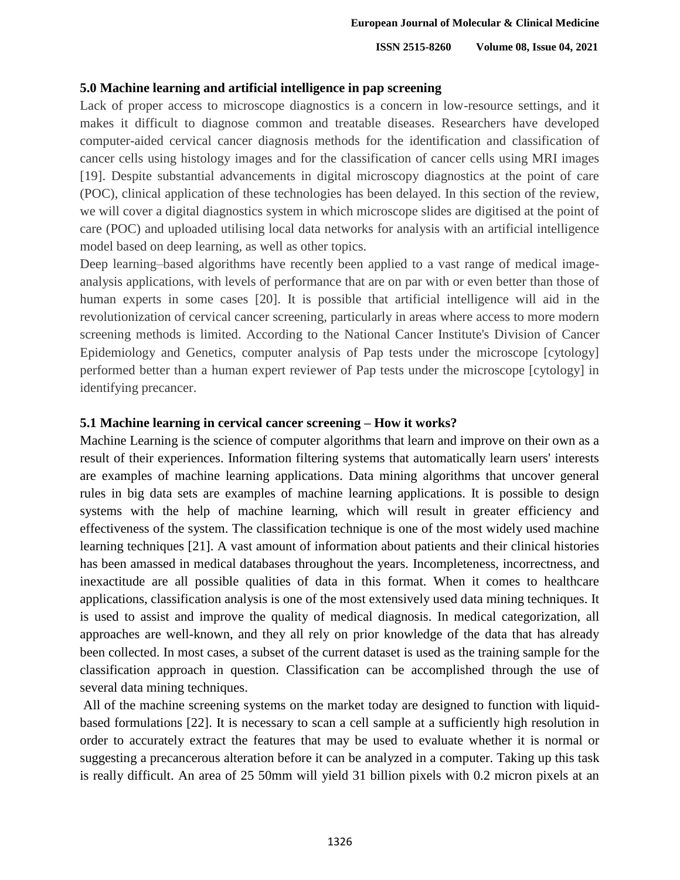## 5.0 Machine learning and artificial intelligence in pap screening

Lack of proper access to microscope diagnostics is a concern in low-resource settings, and it makes it difficult to diagnose common and treatable diseases. Researchers have developed computer-aided cervical cancer diagnosis methods for the identification and classification of cancer cells using histology images and for the classification of cancer cells using MRI images [19]. Despite substantial advancements in digital microscopy diagnostics at the point of care (POC), clinical application of these technologies has been delayed. In this section of the review, we will cover a digital diagnostics system in which microscope slides are digitised at the point of care (POC) and uploaded utilising local data networks for analysis with an artificial intelligence model based on deep learning, as well as other topics.

Deep learning–based algorithms have recently been applied to a vast range of medical image-analysis applications, with levels of performance that are on par with or even better than those of human experts in some cases [20]. It is possible that artificial intelligence will aid in the revolutionization of cervical cancer screening, particularly in areas where access to more modern screening methods is limited. According to the National Cancer Institute's Division of Cancer Epidemiology and Genetics, computer analysis of Pap tests under the microscope [cytology] performed better than a human expert reviewer of Pap tests under the microscope [cytology] in identifying precancer.

### 5.1 Machine learning in cervical cancer screening – How it works?

Machine Learning is the science of computer algorithms that learn and improve on their own as a result of their experiences. Information filtering systems that automatically learn users' interests are examples of machine learning applications. Data mining algorithms that uncover general rules in big data sets are examples of machine learning applications. It is possible to design systems with the help of machine learning, which will result in greater efficiency and effectiveness of the system. The classification technique is one of the most widely used machine learning techniques [21]. A vast amount of information about patients and their clinical histories has been amassed in medical databases throughout the years. Incompleteness, incorrectness, and inexactitude are all possible qualities of data in this format. When it comes to healthcare applications, classification analysis is one of the most extensively used data mining techniques. It is used to assist and improve the quality of medical diagnosis. In medical categorization, all approaches are well-known, and they all rely on prior knowledge of the data that has already been collected. In most cases, a subset of the current dataset is used as the training sample for the classification approach in question. Classification can be accomplished through the use of several data mining techniques.

All of the machine screening systems on the market today are designed to function with liquid-based formulations [22]. It is necessary to scan a cell sample at a sufficiently high resolution in order to accurately extract the features that may be used to evaluate whether it is normal or suggesting a precancerous alteration before it can be analyzed in a computer. Taking up this task is really difficult. An area of 25 50mm will yield 31 billion pixels with 0.2 micron pixels at an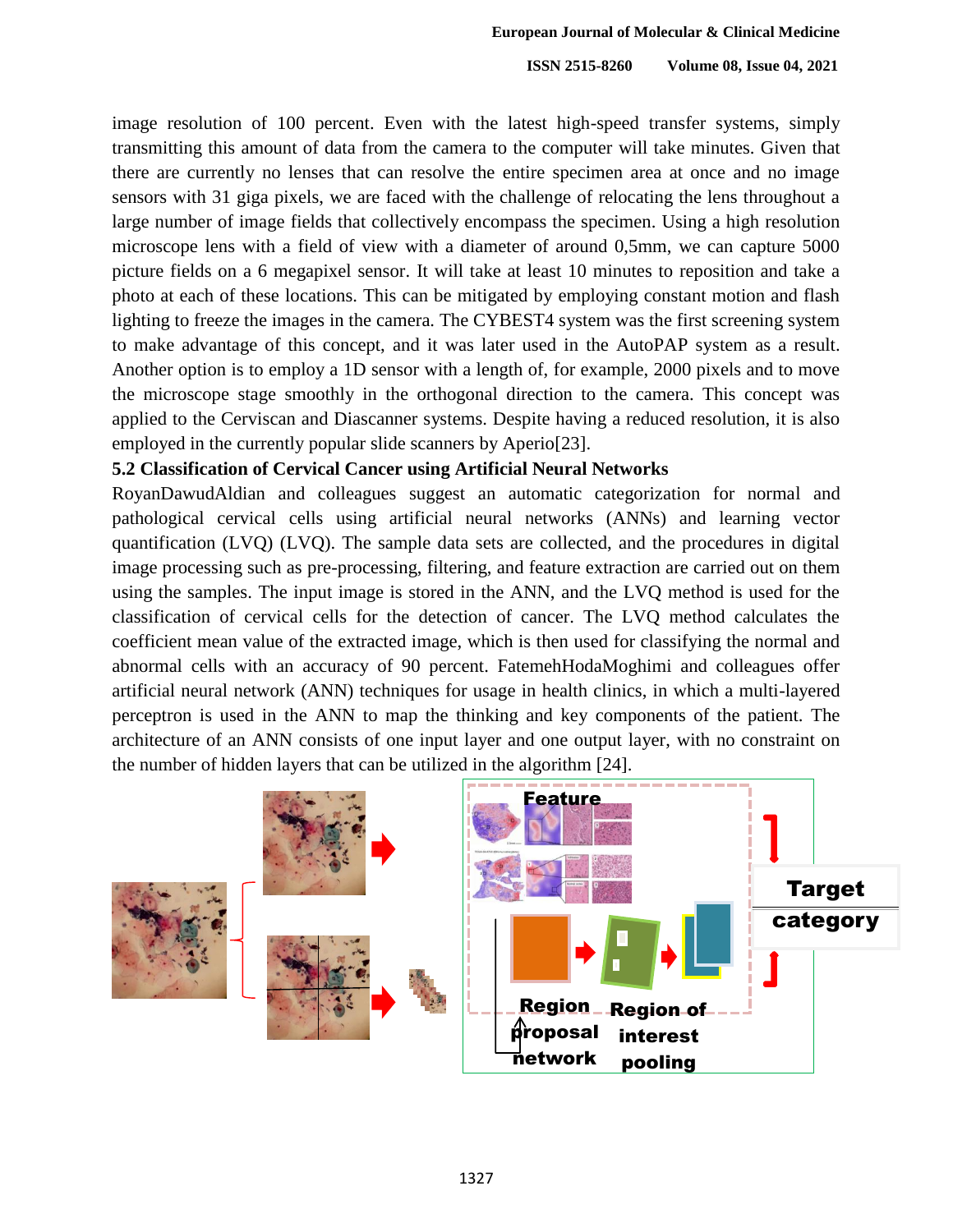image resolution of 100 percent. Even with the latest high-speed transfer systems, simply transmitting this amount of data from the camera to the computer will take minutes. Given that there are currently no lenses that can resolve the entire specimen area at once and no image sensors with 31 giga pixels, we are faced with the challenge of relocating the lens throughout a large number of image fields that collectively encompass the specimen. Using a high resolution microscope lens with a field of view with a diameter of around 0,5mm, we can capture 5000 picture fields on a 6 megapixel sensor. It will take at least 10 minutes to reposition and take a photo at each of these locations. This can be mitigated by employing constant motion and flash lighting to freeze the images in the camera. The CYBEST4 system was the first screening system to make advantage of this concept, and it was later used in the AutoPAP system as a result. Another option is to employ a 1D sensor with a length of, for example, 2000 pixels and to move the microscope stage smoothly in the orthogonal direction to the camera. This concept was applied to the Cerviscan and Diascanner systems. Despite having a reduced resolution, it is also employed in the currently popular slide scanners by Aperio[23].

### 5.2 Classification of Cervical Cancer using Artificial Neural Networks

RoyanDawudAldian and colleagues suggest an automatic categorization for normal and pathological cervical cells using artificial neural networks (ANNs) and learning vector quantification (LVQ) (LVQ). The sample data sets are collected, and the procedures in digital image processing such as pre-processing, filtering, and feature extraction are carried out on them using the samples. The input image is stored in the ANN, and the LVQ method is used for the classification of cervical cells for the detection of cancer. The LVQ method calculates the coefficient mean value of the extracted image, which is then used for classifying the normal and abnormal cells with an accuracy of 90 percent. FatemehHodaMoghimi and colleagues offer artificial neural network (ANN) techniques for usage in health clinics, in which a multi-layered perceptron is used in the ANN to map the thinking and key components of the patient. The architecture of an ANN consists of one input layer and one output layer, with no constraint on the number of hidden layers that can be utilized in the algorithm [24].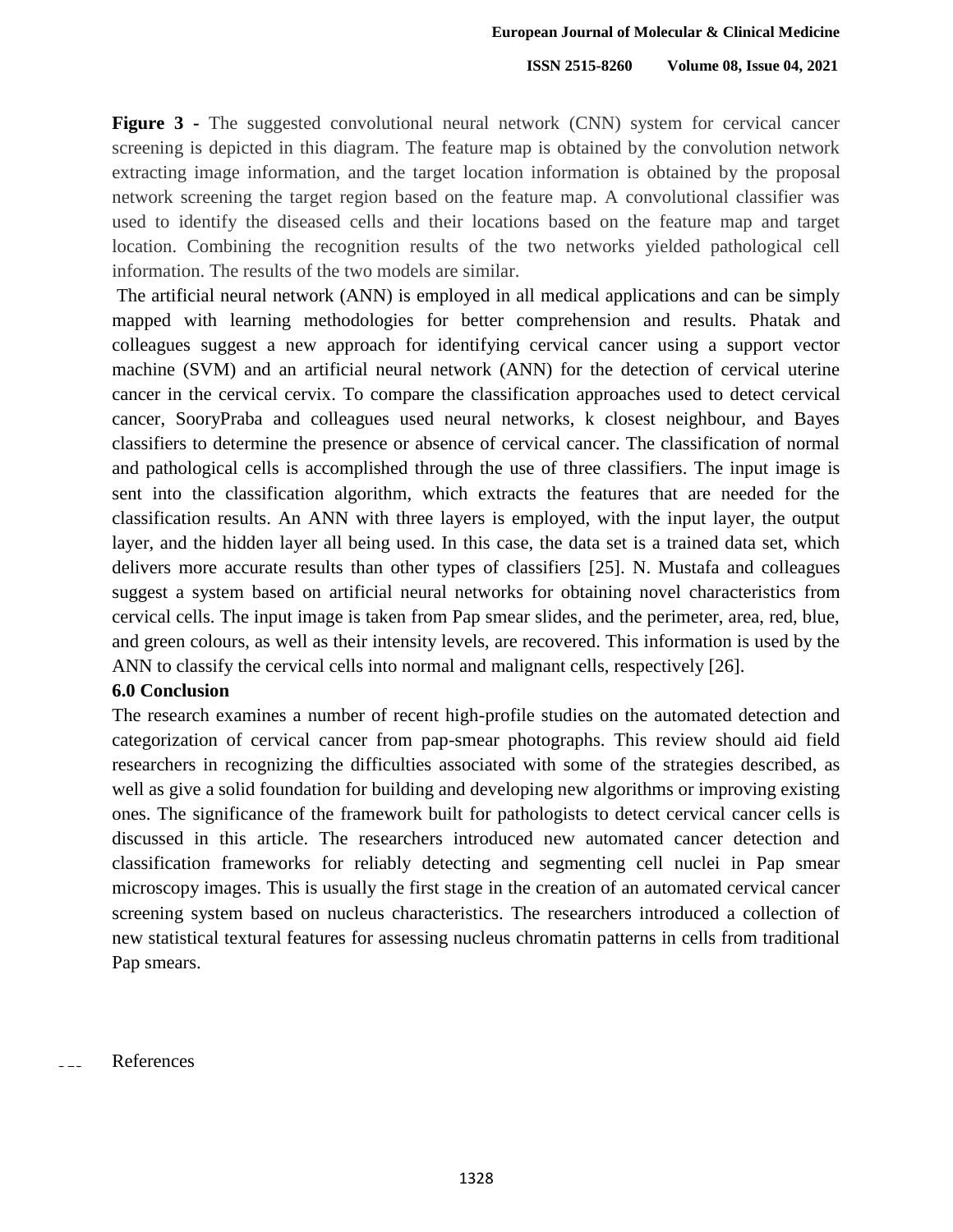**Figure 3 -** The suggested convolutional neural network (CNN) system for cervical cancer screening is depicted in this diagram. The feature map is obtained by the convolution network extracting image information, and the target location information is obtained by the proposal network screening the target region based on the feature map. A convolutional classifier was used to identify the diseased cells and their locations based on the feature map and target location. Combining the recognition results of the two networks yielded pathological cell information. The results of the two models are similar.

The artificial neural network (ANN) is employed in all medical applications and can be simply mapped with learning methodologies for better comprehension and results. Phatak and colleagues suggest a new approach for identifying cervical cancer using a support vector machine (SVM) and an artificial neural network (ANN) for the detection of cervical uterine cancer in the cervical cervix. To compare the classification approaches used to detect cervical cancer, SooryPraba and colleagues used neural networks, k closest neighbour, and Bayes classifiers to determine the presence or absence of cervical cancer. The classification of normal and pathological cells is accomplished through the use of three classifiers. The input image is sent into the classification algorithm, which extracts the features that are needed for the classification results. An ANN with three layers is employed, with the input layer, the output layer, and the hidden layer all being used. In this case, the data set is a trained data set, which delivers more accurate results than other types of classifiers [25]. N. Mustafa and colleagues suggest a system based on artificial neural networks for obtaining novel characteristics from cervical cells. The input image is taken from Pap smear slides, and the perimeter, area, red, blue, and green colours, as well as their intensity levels, are recovered. This information is used by the ANN to classify the cervical cells into normal and malignant cells, respectively [26].

## 6.0 Conclusion

The research examines a number of recent high-profile studies on the automated detection and categorization of cervical cancer from pap-smear photographs. This review should aid field researchers in recognizing the difficulties associated with some of the strategies described, as well as give a solid foundation for building and developing new algorithms or improving existing ones. The significance of the framework built for pathologists to detect cervical cancer cells is discussed in this article. The researchers introduced new automated cancer detection and classification frameworks for reliably detecting and segmenting cell nuclei in Pap smear microscopy images. This is usually the first stage in the creation of an automated cervical cancer screening system based on nucleus characteristics. The researchers introduced a collection of new statistical textural features for assessing nucleus chromatin patterns in cells from traditional Pap smears.

References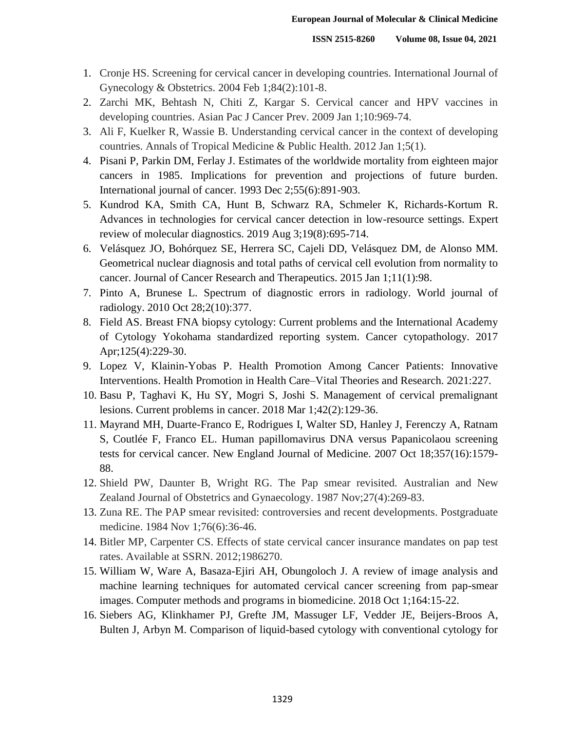1. Cronje HS. Screening for cervical cancer in developing countries. International Journal of Gynecology & Obstetrics. 2004 Feb 1;84(2):101-8.
2. Zarchi MK, Behtash N, Chiti Z, Kargar S. Cervical cancer and HPV vaccines in developing countries. Asian Pac J Cancer Prev. 2009 Jan 1;10:969-74.
3. Ali F, Kuelker R, Wassie B. Understanding cervical cancer in the context of developing countries. Annals of Tropical Medicine & Public Health. 2012 Jan 1;5(1).
4. Pisani P, Parkin DM, Ferlay J. Estimates of the worldwide mortality from eighteen major cancers in 1985. Implications for prevention and projections of future burden. International journal of cancer. 1993 Dec 2;55(6):891-903.
5. Kundrod KA, Smith CA, Hunt B, Schwarz RA, Schmeler K, Richards-Kortum R. Advances in technologies for cervical cancer detection in low-resource settings. Expert review of molecular diagnostics. 2019 Aug 3;19(8):695-714.
6. Velásquez JO, Bohórquez SE, Herrera SC, Cajeli DD, Velásquez DM, de Alonso MM. Geometrical nuclear diagnosis and total paths of cervical cell evolution from normality to cancer. Journal of Cancer Research and Therapeutics. 2015 Jan 1;11(1):98.
7. Pinto A, Brunese L. Spectrum of diagnostic errors in radiology. World journal of radiology. 2010 Oct 28;2(10):377.
8. Field AS. Breast FNA biopsy cytology: Current problems and the International Academy of Cytology Yokohama standardized reporting system. Cancer cytopathology. 2017 Apr;125(4):229-30.
9. Lopez V, Klainin-Yobas P. Health Promotion Among Cancer Patients: Innovative Interventions. Health Promotion in Health Care–Vital Theories and Research. 2021:227.
10. Basu P, Taghavi K, Hu SY, Mogri S, Joshi S. Management of cervical premalignant lesions. Current problems in cancer. 2018 Mar 1;42(2):129-36.
11. Mayrand MH, Duarte-Franco E, Rodrigues I, Walter SD, Hanley J, Ferenczy A, Ratnam S, Coutlée F, Franco EL. Human papillomavirus DNA versus Papanicolaou screening tests for cervical cancer. New England Journal of Medicine. 2007 Oct 18;357(16):1579-88.
12. Shield PW, Daunter B, Wright RG. The Pap smear revisited. Australian and New Zealand Journal of Obstetrics and Gynaecology. 1987 Nov;27(4):269-83.
13. Zuna RE. The PAP smear revisited: controversies and recent developments. Postgraduate medicine. 1984 Nov 1;76(6):36-46.
14. Bitler MP, Carpenter CS. Effects of state cervical cancer insurance mandates on pap test rates. Available at SSRN. 2012;1986270.
15. William W, Ware A, Basaza-Ejiri AH, Obungoloch J. A review of image analysis and machine learning techniques for automated cervical cancer screening from pap-smear images. Computer methods and programs in biomedicine. 2018 Oct 1;164:15-22.
16. Siebers AG, Klinkhamer PJ, Grefte JM, Massuger LF, Vedder JE, Beijers-Broos A, Bulten J, Arbyn M. Comparison of liquid-based cytology with conventional cytology for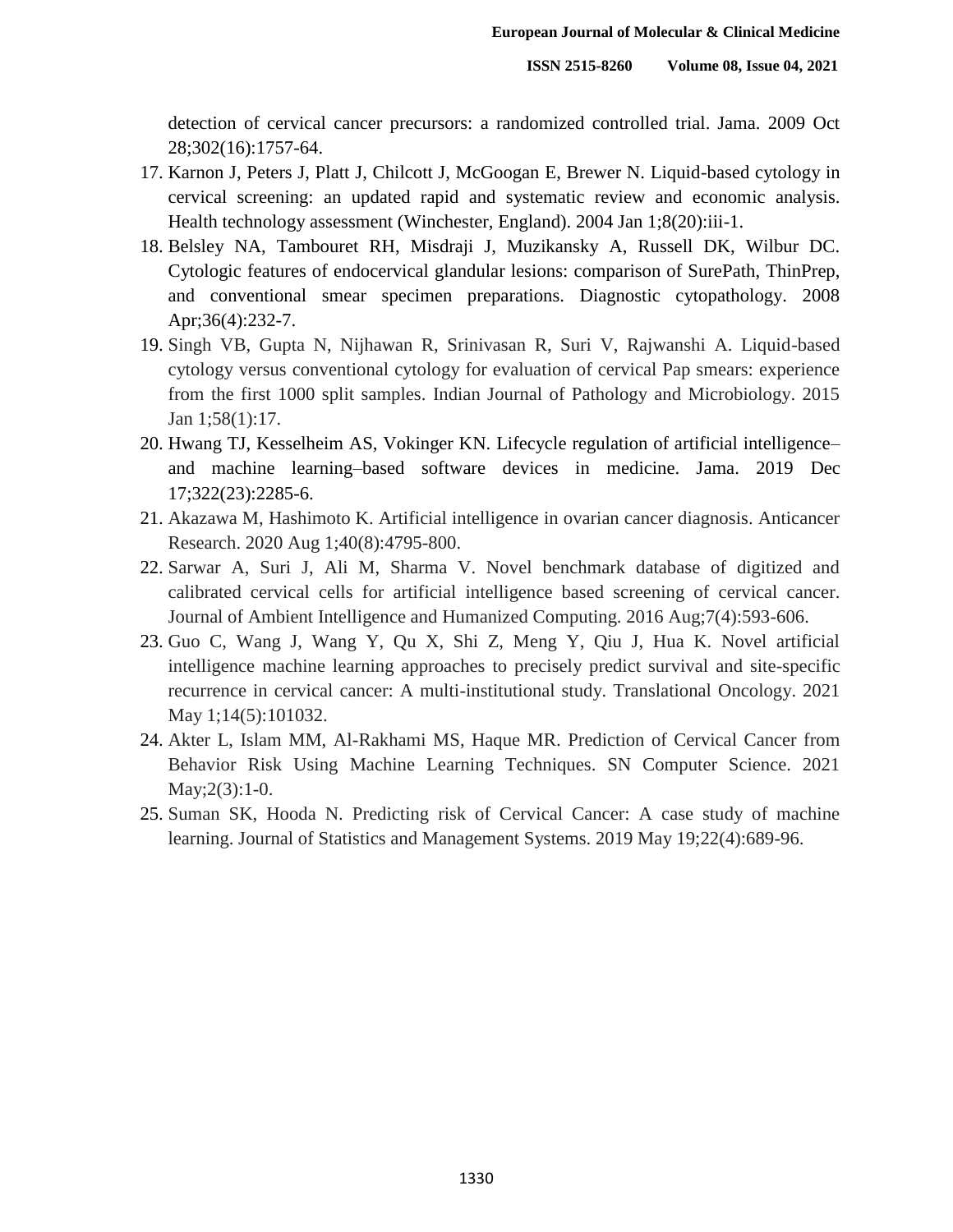detection of cervical cancer precursors: a randomized controlled trial. Jama. 2009 Oct 28;302(16):1757-64.

17. Karnon J, Peters J, Platt J, Chilcott J, McGoogan E, Brewer N. Liquid-based cytology in cervical screening: an updated rapid and systematic review and economic analysis. Health technology assessment (Winchester, England). 2004 Jan 1;8(20):iii-1.
18. Belsley NA, Tambouret RH, Misdraji J, Muzikansky A, Russell DK, Wilbur DC. Cytologic features of endocervical glandular lesions: comparison of SurePath, ThinPrep, and conventional smear specimen preparations. Diagnostic cytopathology. 2008 Apr;36(4):232-7.
19. Singh VB, Gupta N, Nijhawan R, Srinivasan R, Suri V, Rajwanshi A. Liquid-based cytology versus conventional cytology for evaluation of cervical Pap smears: experience from the first 1000 split samples. Indian Journal of Pathology and Microbiology. 2015 Jan 1;58(1):17.
20. Hwang TJ, Kesselheim AS, Vokinger KN. Lifecycle regulation of artificial intelligence– and machine learning–based software devices in medicine. Jama. 2019 Dec 17;322(23):2285-6.
21. Akazawa M, Hashimoto K. Artificial intelligence in ovarian cancer diagnosis. Anticancer Research. 2020 Aug 1;40(8):4795-800.
22. Sarwar A, Suri J, Ali M, Sharma V. Novel benchmark database of digitized and calibrated cervical cells for artificial intelligence based screening of cervical cancer. Journal of Ambient Intelligence and Humanized Computing. 2016 Aug;7(4):593-606.
23. Guo C, Wang J, Wang Y, Qu X, Shi Z, Meng Y, Qiu J, Hua K. Novel artificial intelligence machine learning approaches to precisely predict survival and site-specific recurrence in cervical cancer: A multi-institutional study. Translational Oncology. 2021 May 1;14(5):101032.
24. Akter L, Islam MM, Al-Rakhami MS, Haque MR. Prediction of Cervical Cancer from Behavior Risk Using Machine Learning Techniques. SN Computer Science. 2021 May;2(3):1-0.
25. Suman SK, Hooda N. Predicting risk of Cervical Cancer: A case study of machine learning. Journal of Statistics and Management Systems. 2019 May 19;22(4):689-96.